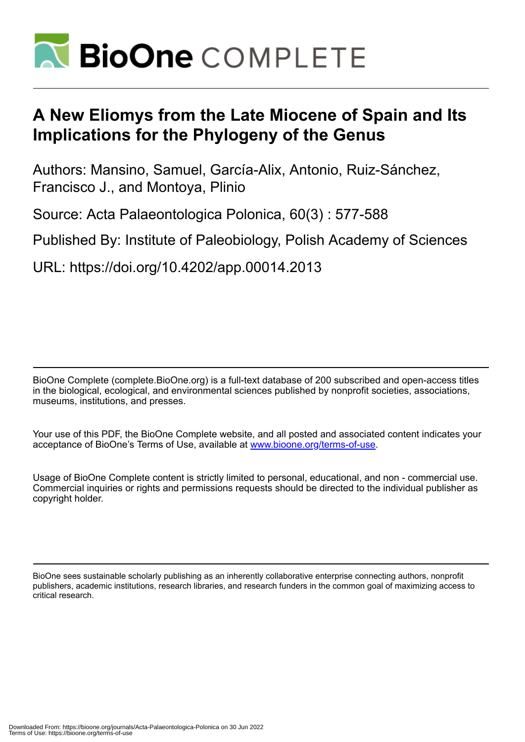# A New Eliomys from the Late Miocene of Spain and Its Implications for the Phylogeny of the Genus

Authors: Mansino, Samuel, García-Alix, Antonio, Ruiz-Sánchez, Francisco J., and Montoya, Plinio

Source: Acta Palaeontologica Polonica, 60(3) : 577-588

Published By: Institute of Paleobiology, Polish Academy of Sciences

URL: https://doi.org/10.4202/app.00014.2013

BioOne Complete (complete.BioOne.org) is a full-text database of 200 subscribed and open-access titles in the biological, ecological, and environmental sciences published by nonprofit societies, associations, museums, institutions, and presses.

Your use of this PDF, the BioOne Complete website, and all posted and associated content indicates your acceptance of BioOne's Terms of Use, available at www.bioone.org/terms-of-use.

Usage of BioOne Complete content is strictly limited to personal, educational, and non - commercial use. Commercial inquiries or rights and permissions requests should be directed to the individual publisher as copyright holder.

BioOne sees sustainable scholarly publishing as an inherently collaborative enterprise connecting authors, nonprofit publishers, academic institutions, research libraries, and research funders in the common goal of maximizing access to critical research.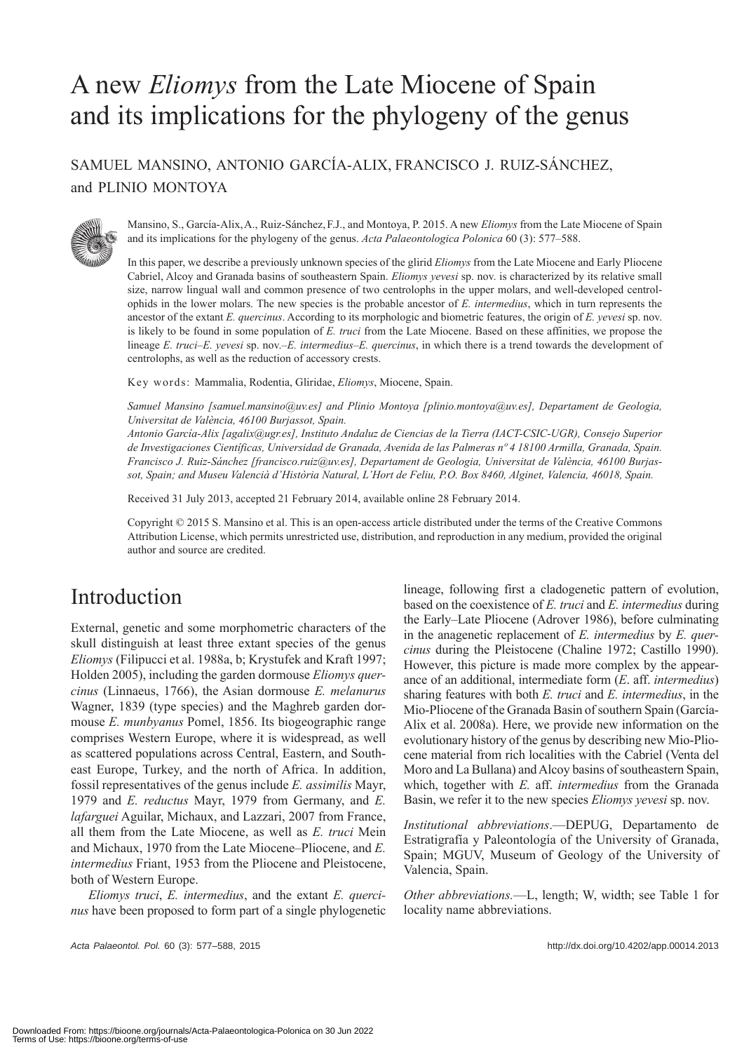# A new *Eliomys* from the Late Miocene of Spain and its implications for the phylogeny of the genus

SAMUEL MANSINO, ANTONIO GARCÍA-ALIX, FRANCISCO J. RUIZ-SÁNCHEZ, and PLINIO MONTOYA

Mansino, S., García-Alix, A., Ruiz-Sánchez, F.J., and Montoya, P. 2015. A new *Eliomys* from the Late Miocene of Spain and its implications for the phylogeny of the genus. *Acta Palaeontologica Polonica* 60 (3): 577–588.

In this paper, we describe a previously unknown species of the glirid *Eliomys* from the Late Miocene and Early Pliocene Cabriel, Alcoy and Granada basins of southeastern Spain. *Eliomys yevesi* sp. nov. is characterized by its relative small size, narrow lingual wall and common presence of two centrolophs in the upper molars, and well-developed centrolophids in the lower molars. The new species is the probable ancestor of *E. intermedius*, which in turn represents the ancestor of the extant *E. quercinus*. According to its morphologic and biometric features, the origin of *E. yevesi* sp. nov. is likely to be found in some population of *E. truci* from the Late Miocene. Based on these affinities, we propose the lineage *E. truci*–*E. yevesi* sp. nov.–*E. intermedius*–*E. quercinus*, in which there is a trend towards the development of centrolophs, as well as the reduction of accessory crests.

Key words: Mammalia, Rodentia, Gliridae, *Eliomys*, Miocene, Spain.

*Samuel Mansino [samuel.mansino@uv.es] and Plinio Montoya [plinio.montoya@uv.es], Departament de Geologia, Universitat de València, 46100 Burjassot, Spain.*
*Antonio García-Alix [agalix@ugr.es], Instituto Andaluz de Ciencias de la Tierra (IACT-CSIC-UGR), Consejo Superior de Investigaciones Científicas, Universidad de Granada, Avenida de las Palmeras nº 4 18100 Armilla, Granada, Spain.*
*Francisco J. Ruiz-Sánchez [francisco.ruiz@uv.es], Departament de Geologia, Universitat de València, 46100 Burjassot, Spain; and Museu Valencià d'Història Natural, L'Hort de Feliu, P.O. Box 8460, Alginet, Valencia, 46018, Spain.*

Received 31 July 2013, accepted 21 February 2014, available online 28 February 2014.

Copyright © 2015 S. Mansino et al. This is an open-access article distributed under the terms of the Creative Commons Attribution License, which permits unrestricted use, distribution, and reproduction in any medium, provided the original author and source are credited.

## Introduction

External, genetic and some morphometric characters of the skull distinguish at least three extant species of the genus *Eliomys* (Filipucci et al. 1988a, b; Krystufek and Kraft 1997; Holden 2005), including the garden dormouse *Eliomys quercinus* (Linnaeus, 1766), the Asian dormouse *E. melanurus* Wagner, 1839 (type species) and the Maghreb garden dormouse *E. munbyanus* Pomel, 1856. Its biogeographic range comprises Western Europe, where it is widespread, as well as scattered populations across Central, Eastern, and Southeast Europe, Turkey, and the north of Africa. In addition, fossil representatives of the genus include *E. assimilis* Mayr, 1979 and *E. reductus* Mayr, 1979 from Germany, and *E. lafarguei* Aguilar, Michaux, and Lazzari, 2007 from France, all them from the Late Miocene, as well as *E. truci* Mein and Michaux, 1970 from the Late Miocene–Pliocene, and *E. intermedius* Friant, 1953 from the Pliocene and Pleistocene, both of Western Europe.

*Eliomys truci*, *E. intermedius*, and the extant *E. quercinus* have been proposed to form part of a single phylogenetic lineage, following first a cladogenetic pattern of evolution, based on the coexistence of *E. truci* and *E. intermedius* during the Early–Late Pliocene (Adrover 1986), before culminating in the anagenetic replacement of *E. intermedius* by *E. quercinus* during the Pleistocene (Chaline 1972; Castillo 1990). However, this picture is made more complex by the appearance of an additional, intermediate form (*E*. aff. *intermedius*) sharing features with both *E. truci* and *E. intermedius*, in the Mio-Pliocene of the Granada Basin of southern Spain (García-Alix et al. 2008a). Here, we provide new information on the evolutionary history of the genus by describing new Mio-Pliocene material from rich localities with the Cabriel (Venta del Moro and La Bullana) and Alcoy basins of southeastern Spain, which, together with *E.* aff. *intermedius* from the Granada Basin, we refer it to the new species *Eliomys yevesi* sp. nov.

*Institutional abbreviations*.—DEPUG, Departamento de Estratigrafía y Paleontología of the University of Granada, Spain; MGUV, Museum of Geology of the University of Valencia, Spain.

*Other abbreviations.*—L, length; W, width; see Table 1 for locality name abbreviations.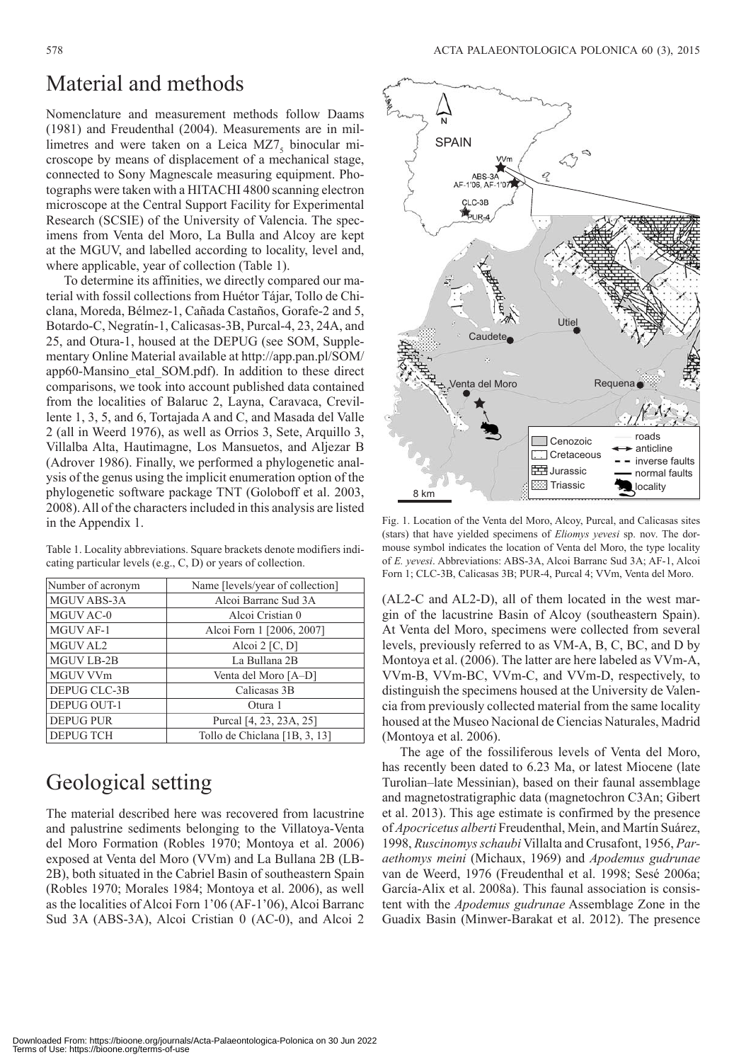# Material and methods

Nomenclature and measurement methods follow Daams (1981) and Freudenthal (2004). Measurements are in millimetres and were taken on a Leica $MZ7_5$ binocular microscope by means of displacement of a mechanical stage, connected to Sony Magnescale measuring equipment. Photographs were taken with a HITACHI 4800 scanning electron microscope at the Central Support Facility for Experimental Research (SCSIE) of the University of Valencia. The specimens from Venta del Moro, La Bulla and Alcoy are kept at the MGUV, and labelled according to locality, level and, where applicable, year of collection (Table 1).

To determine its affinities, we directly compared our material with fossil collections from Huétor Tájar, Tollo de Chiclana, Moreda, Bélmez-1, Cañada Castaños, Gorafe-2 and 5, Botardo-C, Negratín-1, Calicasas-3B, Purcal-4, 23, 24A, and 25, and Otura-1, housed at the DEPUG (see SOM, Supplementary Online Material available at http://app.pan.pl/SOM/app60-Mansino_etal_SOM.pdf). In addition to these direct comparisons, we took into account published data contained from the localities of Balaruc 2, Layna, Caravaca, Crevillente 1, 3, 5, and 6, Tortajada A and C, and Masada del Valle 2 (all in Weerd 1976), as well as Orrios 3, Sete, Arquillo 3, Villalba Alta, Hautimagne, Los Mansuetos, and Aljezar B (Adrover 1986). Finally, we performed a phylogenetic analysis of the genus using the implicit enumeration option of the phylogenetic software package TNT (Goloboff et al. 2003, 2008). All of the characters included in this analysis are listed in the Appendix 1.

Table 1. Locality abbreviations. Square brackets denote modifiers indicating particular levels (e.g., C, D) or years of collection.

| Number of acronym | Name [levels/year of collection] |
|---|---|
| MGUV ABS-3A | Alcoi Barranc Sud 3A |
| MGUV AC-0 | Alcoi Cristian 0 |
| MGUV AF-1 | Alcoi Forn 1 [2006, 2007] |
| MGUV AL2 | Alcoi 2 [C, D] |
| MGUV LB-2B | La Bullana 2B |
| MGUV VVm | Venta del Moro [A–D] |
| DEPUG CLC-3B | Calicasas 3B |
| DEPUG OUT-1 | Otura 1 |
| DEPUG PUR | Purcal [4, 23, 23A, 25] |
| DEPUG TCH | Tollo de Chiclana [1B, 3, 13] |

# Geological setting

The material described here was recovered from lacustrine and palustrine sediments belonging to the Villatoya-Venta del Moro Formation (Robles 1970; Montoya et al. 2006) exposed at Venta del Moro (VVm) and La Bullana 2B (LB-2B), both situated in the Cabriel Basin of southeastern Spain (Robles 1970; Morales 1984; Montoya et al. 2006), as well as the localities of Alcoi Forn 1'06 (AF-1'06), Alcoi Barranc Sud 3A (ABS-3A), Alcoi Cristian 0 (AC-0), and Alcoi 2 (AL2-C and AL2-D), all of them located in the west margin of the lacustrine Basin of Alcoy (southeastern Spain). At Venta del Moro, specimens were collected from several levels, previously referred to as VM-A, B, C, BC, and D by Montoya et al. (2006). The latter are here labeled as VVm-A, VVm-B, VVm-BC, VVm-C, and VVm-D, respectively, to distinguish the specimens housed at the University de Valencia from previously collected material from the same locality housed at the Museo Nacional de Ciencias Naturales, Madrid (Montoya et al. 2006).

The age of the fossiliferous levels of Venta del Moro, has recently been dated to 6.23 Ma, or latest Miocene (late Turolian–late Messinian), based on their faunal assemblage and magnetostratigraphic data (magnetochron C3An; Gibert et al. 2013). This age estimate is confirmed by the presence of *Apocricetus alberti* Freudenthal, Mein, and Martín Suárez, 1998, *Ruscinomys schaubi* Villalta and Crusafont, 1956, *Paraethomys meini* (Michaux, 1969) and *Apodemus gudrunae* van de Weerd, 1976 (Freudenthal et al. 1998; Sesé 2006a; García-Alix et al. 2008a). This faunal association is consistent with the *Apodemus gudrunae* Assemblage Zone in the Guadix Basin (Minwer-Barakat et al. 2012). The presence

Fig. 1. Location of the Venta del Moro, Alcoy, Purcal, and Calicasas sites (stars) that have yielded specimens of *Eliomys yevesi* sp. nov. The dormouse symbol indicates the location of Venta del Moro, the type locality of *E. yevesi*. Abbreviations: ABS-3A, Alcoi Barranc Sud 3A; AF-1, Alcoi Forn 1; CLC-3B, Calicasas 3B; PUR-4, Purcal 4; VVm, Venta del Moro.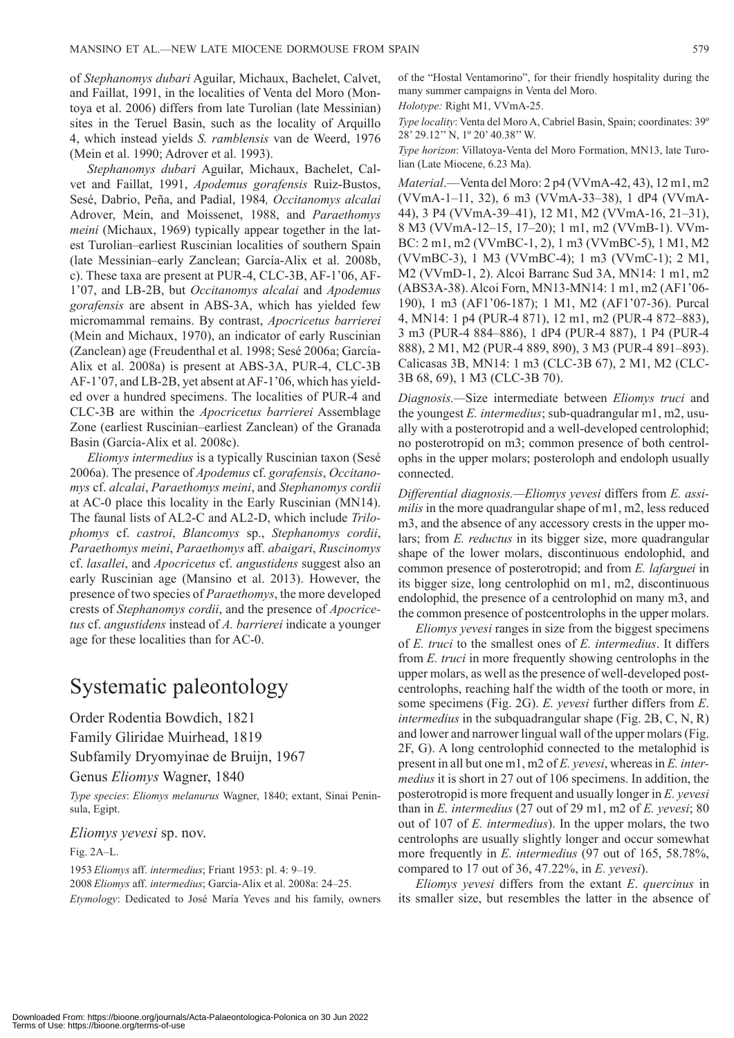of *Stephanomys dubari* Aguilar, Michaux, Bachelet, Calvet, and Faillat, 1991, in the localities of Venta del Moro (Montoya et al. 2006) differs from late Turolian (late Messinian) sites in the Teruel Basin, such as the locality of Arquillo 4, which instead yields *S. ramblensis* van de Weerd, 1976 (Mein et al. 1990; Adrover et al. 1993).

*Stephanomys dubari* Aguilar, Michaux, Bachelet, Calvet and Faillat, 1991, *Apodemus gorafensis* Ruiz-Bustos, Sesé, Dabrio, Peña, and Padial, 1984*, Occitanomys alcalai* Adrover, Mein, and Moissenet, 1988, and *Paraethomys meini* (Michaux, 1969) typically appear together in the latest Turolian–earliest Ruscinian localities of southern Spain (late Messinian–early Zanclean; García-Alix et al. 2008b, c). These taxa are present at PUR-4, CLC-3B, AF-1'06, AF-1'07, and LB-2B, but *Occitanomys alcalai* and *Apodemus gorafensis* are absent in ABS-3A, which has yielded few micromammal remains. By contrast, *Apocricetus barrierei* (Mein and Michaux, 1970), an indicator of early Ruscinian (Zanclean) age (Freudenthal et al. 1998; Sesé 2006a; García-Alix et al. 2008a) is present at ABS-3A, PUR-4, CLC-3B AF-1'07, and LB-2B, yet absent at AF-1'06, which has yielded over a hundred specimens. The localities of PUR-4 and CLC-3B are within the *Apocricetus barrierei* Assemblage Zone (earliest Ruscinian–earliest Zanclean) of the Granada Basin (García-Alix et al. 2008c).

*Eliomys intermedius* is a typically Ruscinian taxon (Sesé 2006a). The presence of *Apodemus* cf. *gorafensis*, *Occitanomys* cf. *alcalai*, *Paraethomys meini*, and *Stephanomys cordii* at AC-0 place this locality in the Early Ruscinian (MN14). The faunal lists of AL2-C and AL2-D, which include *Trilophomys* cf. *castroi*, *Blancomys* sp., *Stephanomys cordii*, *Paraethomys meini*, *Paraethomys* aff. *abaigari*, *Ruscinomys* cf. *lasallei*, and *Apocricetus* cf. *angustidens* suggest also an early Ruscinian age (Mansino et al. 2013). However, the presence of two species of *Paraethomys*, the more developed crests of *Stephanomys cordii*, and the presence of *Apocricetus* cf. *angustidens* instead of *A. barrierei* indicate a younger age for these localities than for AC-0.

# Systematic paleontology

Order Rodentia Bowdich, 1821

Family Gliridae Muirhead, 1819

Subfamily Dryomyinae de Bruijn, 1967

Genus *Eliomys* Wagner, 1840

*Type species*: *Eliomys melanurus* Wagner, 1840; extant, Sinai Peninsula, Egipt.

## *Eliomys yevesi* sp. nov.

Fig. 2A–L.

1953 *Eliomys* aff. *intermedius*; Friant 1953: pl. 4: 9–19.

2008 *Eliomys* aff. *intermedius*; García-Alix et al. 2008a: 24–25.

*Etymology*: Dedicated to José María Yeves and his family, owners of the "Hostal Ventamorino", for their friendly hospitality during the many summer campaigns in Venta del Moro.

*Holotype:* Right M1, VVmA-25.

*Type locality*: Venta del Moro A, Cabriel Basin, Spain; coordinates: 39º 28' 29.12'' N, 1º 20' 40.38'' W.

*Type horizon*: Villatoya-Venta del Moro Formation, MN13, late Turolian (Late Miocene, 6.23 Ma).

*Material*.—Venta del Moro: 2 p4 (VVmA-42, 43), 12 m1, m2 (VVmA-1–11, 32), 6 m3 (VVmA-33–38), 1 dP4 (VVmA-44), 3 P4 (VVmA-39–41), 12 M1, M2 (VVmA-16, 21–31), 8 M3 (VVmA-12–15, 17–20); 1 m1, m2 (VVmB-1). VVmBC: 2 m1, m2 (VVmBC-1, 2), 1 m3 (VVmBC-5), 1 M1, M2 (VVmBC-3), 1 M3 (VVmBC-4); 1 m3 (VVmC-1); 2 M1, M2 (VVmD-1, 2). Alcoi Barranc Sud 3A, MN14: 1 m1, m2 (ABS3A-38). Alcoi Forn, MN13-MN14: 1 m1, m2 (AF1'06-190), 1 m3 (AF1'06-187); 1 M1, M2 (AF1'07-36). Purcal 4, MN14: 1 p4 (PUR-4 871), 12 m1, m2 (PUR-4 872–883), 3 m3 (PUR-4 884–886), 1 dP4 (PUR-4 887), 1 P4 (PUR-4 888), 2 M1, M2 (PUR-4 889, 890), 3 M3 (PUR-4 891–893). Calicasas 3B, MN14: 1 m3 (CLC-3B 67), 2 M1, M2 (CLC-3B 68, 69), 1 M3 (CLC-3B 70).

*Diagnosis.*—Size intermediate between *Eliomys truci* and the youngest *E. intermedius*; sub-quadrangular m1, m2, usually with a posterotropid and a well-developed centrolophid; no posterotropid on m3; common presence of both centrolophs in the upper molars; posteroloph and endoloph usually connected.

*Differential diagnosis.*—*Eliomys yevesi* differs from *E. assimilis* in the more quadrangular shape of m1, m2, less reduced m3, and the absence of any accessory crests in the upper molars; from *E. reductus* in its bigger size, more quadrangular shape of the lower molars, discontinuous endolophid, and common presence of posterotropid; and from *E. lafarguei* in its bigger size, long centrolophid on m1, m2, discontinuous endolophid, the presence of a centrolophid on many m3, and the common presence of postcentrolophs in the upper molars.

*Eliomys yevesi* ranges in size from the biggest specimens of *E. truci* to the smallest ones of *E. intermedius*. It differs from *E. truci* in more frequently showing centrolophs in the upper molars, as well as the presence of well-developed postcentrolophs, reaching half the width of the tooth or more, in some specimens (Fig. 2G). *E. yevesi* further differs from *E. intermedius* in the subquadrangular shape (Fig. 2B, C, N, R) and lower and narrower lingual wall of the upper molars (Fig. 2F, G). A long centrolophid connected to the metalophid is present in all but one m1, m2 of *E. yevesi*, whereas in *E. intermedius* it is short in 27 out of 106 specimens. In addition, the posterotropid is more frequent and usually longer in *E. yevesi* than in *E. intermedius* (27 out of 29 m1, m2 of *E. yevesi*; 80 out of 107 of *E. intermedius*). In the upper molars, the two centrolophs are usually slightly longer and occur somewhat more frequently in *E. intermedius* (97 out of 165, 58.78%, compared to 17 out of 36, 47.22%, in *E. yevesi*).

*Eliomys yevesi* differs from the extant *E*. *quercinus* in its smaller size, but resembles the latter in the absence of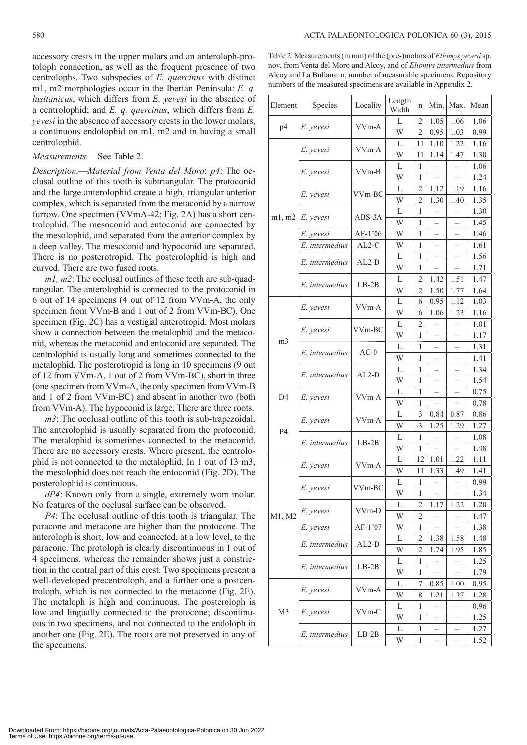accessory crests in the upper molars and an anteroloph-protoloph connection, as well as the frequent presence of two centrolophs. Two subspecies of *E. quercinus* with distinct m1, m2 morphologies occur in the Iberian Peninsula: *E. q. lusitanicus*, which differs from *E. yevesi* in the absence of a centrolophid; and *E. q. quercinus*, which differs from *E. yevesi* in the absence of accessory crests in the lower molars, a continuous endolophid on m1, m2 and in having a small centrolophid.

*Measurements*.—See Table 2.

*Description*.—*Material from Venta del Moro*: *p4*: The occlusal outline of this tooth is subtriangular. The protoconid and the large anterolophid create a high, triangular anterior complex, which is separated from the metaconid by a narrow furrow. One specimen (VVmA-42; Fig. 2A) has a short centrolophid. The mesoconid and entoconid are connected by the mesolophid, and separated from the anterior complex by a deep valley. The mesoconid and hypoconid are separated. There is no posterotropid. The posterolophid is high and curved. There are two fused roots.

*m1, m2*: The occlusal outlines of these teeth are sub-quadrangular. The anterolophid is connected to the protoconid in 6 out of 14 specimens (4 out of 12 from VVm-A, the only specimen from VVm-B and 1 out of 2 from VVm-BC). One specimen (Fig. 2C) has a vestigial anterotropid. Most molars show a connection between the metalophid and the metaconid, whereas the metaconid and entoconid are separated. The centrolophid is usually long and sometimes connected to the metalophid. The posterotropid is long in 10 specimens (9 out of 12 from VVm-A, 1 out of 2 from VVm-BC), short in three (one specimen from VVm-A, the only specimen from VVm-B and 1 of 2 from VVm-BC) and absent in another two (both from VVm-A). The hypoconid is large. There are three roots.

*m3*: The occlusal outline of this tooth is sub-trapezoidal. The anterolophid is usually separated from the protoconid. The metalophid is sometimes connected to the metaconid. There are no accessory crests. Where present, the centrolophid is not connected to the metalophid. In 1 out of 13 m3, the mesolophid does not reach the entoconid (Fig. 2D). The posterolophid is continuous.

*dP4*: Known only from a single, extremely worn molar. No features of the occlusal surface can be observed.

*P4*: The occlusal outline of this tooth is triangular. The paracone and metacone are higher than the protocone. The anteroloph is short, low and connected, at a low level, to the paracone. The protoloph is clearly discontinuous in 1 out of 4 specimens, whereas the remainder shows just a constriction in the central part of this crest. Two specimens present a well-developed precentroloph, and a further one a postcentroloph, which is not connected to the metacone (Fig. 2E). The metaloph is high and continuous. The posteroloph is low and lingually connected to the protocone; discontinuous in two specimens, and not connected to the endoloph in another one (Fig. 2E). The roots are not preserved in any of the specimens.

Table 2. Measurements (in mm) of the (pre-)molars of *Eliomys yevesi* sp. nov. from Venta del Moro and Alcoy, and of *Eliomys intermedius* from Alcoy and La Bullana. n, number of measurable specimens. Repository numbers of the measured specimens are available in Appendix 2.

| Element | Species | Locality | Length Width | n | Min. | Max. | Mean |
|---|---|---|---|---|---|---|---|
| p4 | *E. yevesi* | VVm-A | L | 2 | 1.05 | 1.06 | 1.06 |
| | | | W | 2 | 0.95 | 1.03 | 0.99 |
| m1, m2 | *E. yevesi* | VVm-A | L | 11 | 1.10 | 1.22 | 1.16 |
| | | | W | 11 | 1.14 | 1.47 | 1.30 |
| | *E. yevesi* | VVm-B | L | 1 | – | – | 1.06 |
| | | | W | 1 | – | – | 1.24 |
| | *E. yevesi* | VVm-BC | L | 2 | 1.12 | 1.19 | 1.16 |
| | | | W | 2 | 1.30 | 1.40 | 1.35 |
| | *E. yevesi* | ABS-3A | L | 1 | – | – | 1.30 |
| | | | W | 1 | – | – | 1.45 |
| | *E. yevesi* | AF-1'06 | W | 1 | – | – | 1.46 |
| | *E. intermedius* | AL2-C | W | 1 | – | – | 1.61 |
| | *E. intermedius* | AL2-D | L | 1 | – | – | 1.56 |
| | | | W | 1 | – | – | 1.71 |
| | *E. intermedius* | LB-2B | L | 2 | 1.42 | 1.51 | 1.47 |
| | | | W | 2 | 1.50 | 1.77 | 1.64 |
| m3 | *E. yevesi* | VVm-A | L | 6 | 0.95 | 1.12 | 1.03 |
| | | | W | 6 | 1.06 | 1.23 | 1.16 |
| | *E. yevesi* | VVm-BC | L | 2 | – | – | 1.01 |
| | | | W | 1 | – | – | 1.17 |
| | *E. intermedius* | AC-0 | L | 1 | – | – | 1.31 |
| | | | W | 1 | – | – | 1.41 |
| | *E. intermedius* | AL2-D | L | 1 | – | – | 1.34 |
| | | | W | 1 | – | – | 1.54 |
| D4 | *E. yevesi* | VVm-A | L | 1 | – | – | 0.75 |
| | | | W | 1 | – | – | 0.78 |
| P4 | *E. yevesi* | VVm-A | L | 3 | 0.84 | 0.87 | 0.86 |
| | | | W | 3 | 1.25 | 1.29 | 1.27 |
| | *E. intermedius* | LB-2B | L | 1 | – | – | 1.08 |
| | | | W | 1 | – | – | 1.48 |
| M1, M2 | *E. yevesi* | VVm-A | L | 12 | 1.01 | 1.22 | 1.11 |
| | | | W | 11 | 1.33 | 1.49 | 1.41 |
| | *E. yevesi* | VVm-BC | L | 1 | – | – | 0.99 |
| | | | W | 1 | – | – | 1.34 |
| | *E. yevesi* | VVm-D | L | 2 | 1.17 | 1.22 | 1.20 |
| | | | W | 2 | – | – | 1.47 |
| | *E. yevesi* | AF-1'07 | W | 1 | – | – | 1.38 |
| | *E. intermedius* | AL2-D | L | 2 | 1.38 | 1.58 | 1.48 |
| | | | W | 2 | 1.74 | 1.95 | 1.85 |
| | *E. intermedius* | LB-2B | L | 1 | – | – | 1.25 |
| | | | W | 1 | – | – | 1.79 |
| M3 | *E. yevesi* | VVm-A | L | 7 | 0.85 | 1.00 | 0.95 |
| | | | W | 8 | 1.21 | 1.37 | 1.28 |
| | *E. yevesi* | VVm-C | L | 1 | – | – | 0.96 |
| | | | W | 1 | – | – | 1.25 |
| | *E. intermedius* | LB-2B | L | 1 | – | – | 1.27 |
| | | | W | 1 | – | – | 1.52 |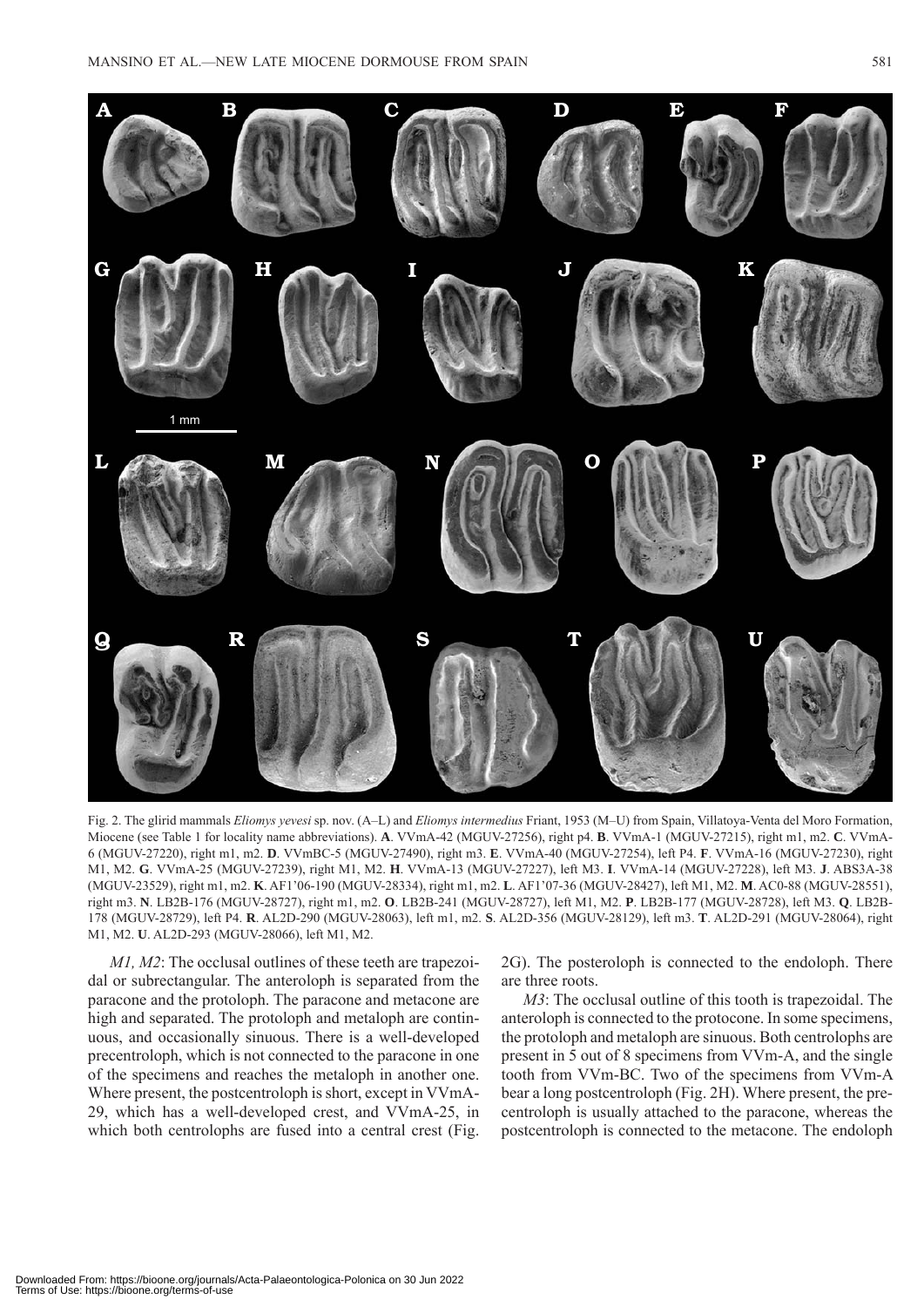Fig. 2. The glirid mammals *Eliomys yevesi* sp. nov. (A–L) and *Eliomys intermedius* Friant, 1953 (M–U) from Spain, Villatoya-Venta del Moro Formation, Miocene (see Table 1 for locality name abbreviations). **A**. VVmA-42 (MGUV-27256), right p4. **B**. VVmA-1 (MGUV-27215), right m1, m2. **C**. VVmA-6 (MGUV-27220), right m1, m2. **D**. VVmBC-5 (MGUV-27490), right m3. **E**. VVmA-40 (MGUV-27254), left P4. **F**. VVmA-16 (MGUV-27230), right M1, M2. **G**. VVmA-25 (MGUV-27239), right M1, M2. **H**. VVmA-13 (MGUV-27227), left M3. **I**. VVmA-14 (MGUV-27228), left M3. **J**. ABS3A-38 (MGUV-23529), right m1, m2. **K**. AF1'06-190 (MGUV-28334), right m1, m2. **L**. AF1'07-36 (MGUV-28427), left M1, M2. **M**. AC0-88 (MGUV-28551), right m3. **N**. LB2B-176 (MGUV-28727), right m1, m2. **O**. LB2B-241 (MGUV-28727), left M1, M2. **P**. LB2B-177 (MGUV-28728), left M3. **Q**. LB2B-178 (MGUV-28729), left P4. **R**. AL2D-290 (MGUV-28063), left m1, m2. **S**. AL2D-356 (MGUV-28129), left m3. **T**. AL2D-291 (MGUV-28064), right M1, M2. **U**. AL2D-293 (MGUV-28066), left M1, M2.

*M1, M2*: The occlusal outlines of these teeth are trapezoidal or subrectangular. The anteroloph is separated from the paracone and the protoloph. The paracone and metacone are high and separated. The protoloph and metaloph are continuous, and occasionally sinuous. There is a well-developed precentroloph, which is not connected to the paracone in one of the specimens and reaches the metaloph in another one. Where present, the postcentroloph is short, except in VVmA-29, which has a well-developed crest, and VVmA-25, in which both centrolophs are fused into a central crest (Fig. 2G). The posteroloph is connected to the endoloph. There are three roots.

*M3*: The occlusal outline of this tooth is trapezoidal. The anteroloph is connected to the protocone. In some specimens, the protoloph and metaloph are sinuous. Both centrolophs are present in 5 out of 8 specimens from VVm-A, and the single tooth from VVm-BC. Two of the specimens from VVm-A bear a long postcentroloph (Fig. 2H). Where present, the precentroloph is usually attached to the paracone, whereas the postcentroloph is connected to the metacone. The endoloph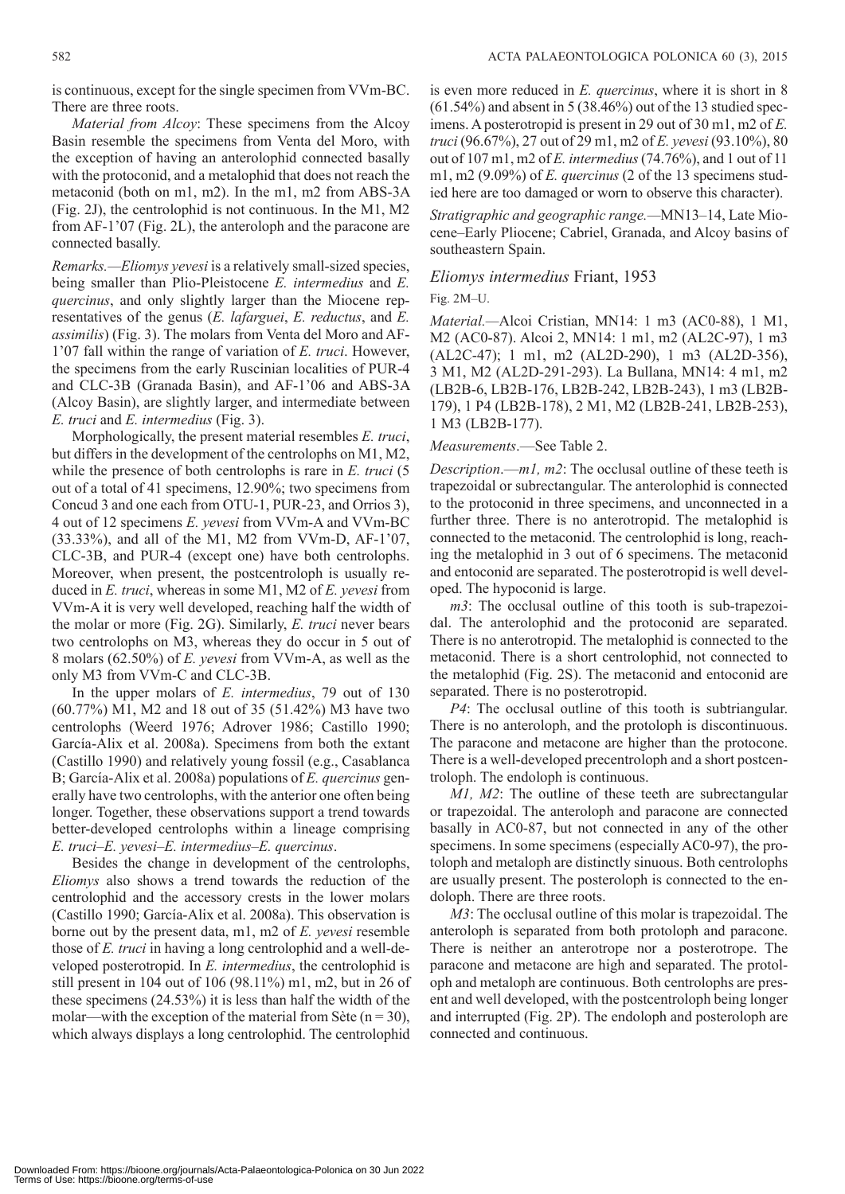is continuous, except for the single specimen from VVm-BC. There are three roots.

*Material from Alcoy*: These specimens from the Alcoy Basin resemble the specimens from Venta del Moro, with the exception of having an anterolophid connected basally with the protoconid, and a metalophid that does not reach the metaconid (both on m1, m2). In the m1, m2 from ABS-3A (Fig. 2J), the centrolophid is not continuous. In the M1, M2 from AF-1'07 (Fig. 2L), the anteroloph and the paracone are connected basally.

*Remarks.*—*Eliomys yevesi* is a relatively small-sized species, being smaller than Plio-Pleistocene *E. intermedius* and *E. quercinus*, and only slightly larger than the Miocene representatives of the genus (*E. lafarguei*, *E. reductus*, and *E. assimilis*) (Fig. 3). The molars from Venta del Moro and AF-1'07 fall within the range of variation of *E. truci*. However, the specimens from the early Ruscinian localities of PUR-4 and CLC-3B (Granada Basin), and AF-1'06 and ABS-3A (Alcoy Basin), are slightly larger, and intermediate between *E. truci* and *E. intermedius* (Fig. 3).

Morphologically, the present material resembles *E. truci*, but differs in the development of the centrolophs on M1, M2, while the presence of both centrolophs is rare in *E. truci* (5 out of a total of 41 specimens, 12.90%; two specimens from Concud 3 and one each from OTU-1, PUR-23, and Orrios 3), 4 out of 12 specimens *E. yevesi* from VVm-A and VVm-BC (33.33%), and all of the M1, M2 from VVm-D, AF-1'07, CLC-3B, and PUR-4 (except one) have both centrolophs. Moreover, when present, the postcentroloph is usually reduced in *E. truci*, whereas in some M1, M2 of *E. yevesi* from VVm-A it is very well developed, reaching half the width of the molar or more (Fig. 2G). Similarly, *E. truci* never bears two centrolophs on M3, whereas they do occur in 5 out of 8 molars (62.50%) of *E. yevesi* from VVm-A, as well as the only M3 from VVm-C and CLC-3B.

In the upper molars of *E. intermedius*, 79 out of 130 (60.77%) M1, M2 and 18 out of 35 (51.42%) M3 have two centrolophs (Weerd 1976; Adrover 1986; Castillo 1990; García-Alix et al. 2008a). Specimens from both the extant (Castillo 1990) and relatively young fossil (e.g., Casablanca B; García-Alix et al. 2008a) populations of *E. quercinus* generally have two centrolophs, with the anterior one often being longer. Together, these observations support a trend towards better-developed centrolophs within a lineage comprising *E. truci*–*E. yevesi*–*E. intermedius*–*E. quercinus*.

Besides the change in development of the centrolophs, *Eliomys* also shows a trend towards the reduction of the centrolophid and the accessory crests in the lower molars (Castillo 1990; García-Alix et al. 2008a). This observation is borne out by the present data, m1, m2 of *E. yevesi* resemble those of *E. truci* in having a long centrolophid and a well-developed posterotropid. In *E. intermedius*, the centrolophid is still present in 104 out of 106 (98.11%) m1, m2, but in 26 of these specimens (24.53%) it is less than half the width of the molar—with the exception of the material from Sète ($n = 30$), which always displays a long centrolophid. The centrolophid is even more reduced in *E. quercinus*, where it is short in 8 (61.54%) and absent in 5 (38.46%) out of the 13 studied specimens. A posterotropid is present in 29 out of 30 m1, m2 of *E. truci* (96.67%), 27 out of 29 m1, m2 of *E. yevesi* (93.10%), 80 out of 107 m1, m2 of *E. intermedius* (74.76%), and 1 out of 11 m1, m2 (9.09%) of *E. quercinus* (2 of the 13 specimens studied here are too damaged or worn to observe this character).

*Stratigraphic and geographic range.*—MN13–14, Late Miocene–Early Pliocene; Cabriel, Granada, and Alcoy basins of southeastern Spain.

### *Eliomys intermedius* Friant, 1953

Fig. 2M–U.

*Material.*—Alcoi Cristian, MN14: 1 m3 (AC0-88), 1 M1, M2 (AC0-87). Alcoi 2, MN14: 1 m1, m2 (AL2C-97), 1 m3 (AL2C-47); 1 m1, m2 (AL2D-290), 1 m3 (AL2D-356), 3 M1, M2 (AL2D-291-293). La Bullana, MN14: 4 m1, m2 (LB2B-6, LB2B-176, LB2B-242, LB2B-243), 1 m3 (LB2B-179), 1 P4 (LB2B-178), 2 M1, M2 (LB2B-241, LB2B-253), 1 M3 (LB2B-177).

*Measurements*.—See Table 2.

*Description*.—*m1, m2*: The occlusal outline of these teeth is trapezoidal or subrectangular. The anterolophid is connected to the protoconid in three specimens, and unconnected in a further three. There is no anterotropid. The metalophid is connected to the metaconid. The centrolophid is long, reaching the metalophid in 3 out of 6 specimens. The metaconid and entoconid are separated. The posterotropid is well developed. The hypoconid is large.

*m3*: The occlusal outline of this tooth is sub-trapezoidal. The anterolophid and the protoconid are separated. There is no anterotropid. The metalophid is connected to the metaconid. There is a short centrolophid, not connected to the metalophid (Fig. 2S). The metaconid and entoconid are separated. There is no posterotropid.

*P4*: The occlusal outline of this tooth is subtriangular. There is no anteroloph, and the protoloph is discontinuous. The paracone and metacone are higher than the protocone. There is a well-developed precentroloph and a short postcentroloph. The endoloph is continuous.

*M1, M2*: The outline of these teeth are subrectangular or trapezoidal. The anteroloph and paracone are connected basally in AC0-87, but not connected in any of the other specimens. In some specimens (especially AC0-97), the protoloph and metaloph are distinctly sinuous. Both centrolophs are usually present. The posteroloph is connected to the endoloph. There are three roots.

*M3*: The occlusal outline of this molar is trapezoidal. The anteroloph is separated from both protoloph and paracone. There is neither an anterotrope nor a posterotrope. The paracone and metacone are high and separated. The protoloph and metaloph are continuous. Both centrolophs are present and well developed, with the postcentroloph being longer and interrupted (Fig. 2P). The endoloph and posteroloph are connected and continuous.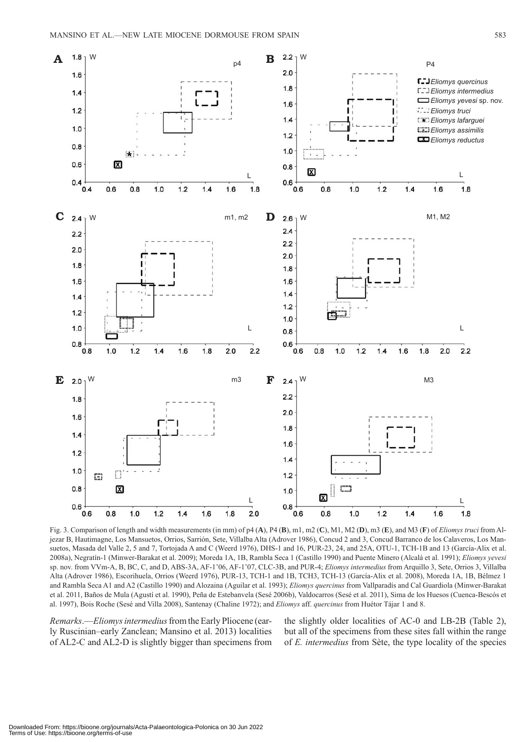Fig. 3. Comparison of length and width measurements (in mm) of p4 (**A**), P4 (**B**), m1, m2 (**C**), M1, M2 (**D**), m3 (**E**), and M3 (**F**) of *Eliomys truci* from Aljezar B, Hautimagne, Los Mansuetos, Orrios, Sarrión, Sete, Villalba Alta (Adrover 1986), Concud 2 and 3, Concud Barranco de los Calaveros, Los Mansuetos, Masada del Valle 2, 5 and 7, Tortojada A and C (Weerd 1976), DHS-1 and 16, PUR-23, 24, and 25A, OTU-1, TCH-1B and 13 (García-Alix et al. 2008a), Negratín-1 (Minwer-Barakat et al. 2009); Moreda 1A, 1B, Rambla Seca 1 (Castillo 1990) and Puente Minero (Alcalá et al. 1991); *Eliomys yevesi* sp. nov. from VVm-A, B, BC, C, and D, ABS-3A, AF-1'06, AF-1'07, CLC-3B, and PUR-4; *Eliomys intermedius* from Arquillo 3, Sete, Orrios 3, Villalba Alta (Adrover 1986), Escorihuela, Orrios (Weerd 1976), PUR-13, TCH-1 and 1B, TCH3, TCH-13 (García-Alix et al. 2008), Moreda 1A, 1B, Bélmez 1 and Rambla Seca A1 and A2 (Castillo 1990) and Alozaina (Aguilar et al. 1993); *Eliomys quercinus* from Vallparadís and Cal Guardiola (Minwer-Barakat et al. 2011, Baños de Mula (Agustí et al. 1990), Peña de Estebanvela (Sesé 2006b), Valdocarros (Sesé et al. 2011), Sima de los Huesos (Cuenca-Bescós et al. 1997), Bois Roche (Sesé and Villa 2008), Santenay (Chaline 1972); and *Eliomys* aff. *quercinus* from Huétor Tájar 1 and 8.

*Remarks*.—*Eliomys intermedius* from the Early Pliocene (early Ruscinian–early Zanclean; Mansino et al. 2013) localities of AL2-C and AL2-D is slightly bigger than specimens from the slightly older localities of AC-0 and LB-2B (Table 2), but all of the specimens from these sites fall within the range of *E. intermedius* from Sète, the type locality of the species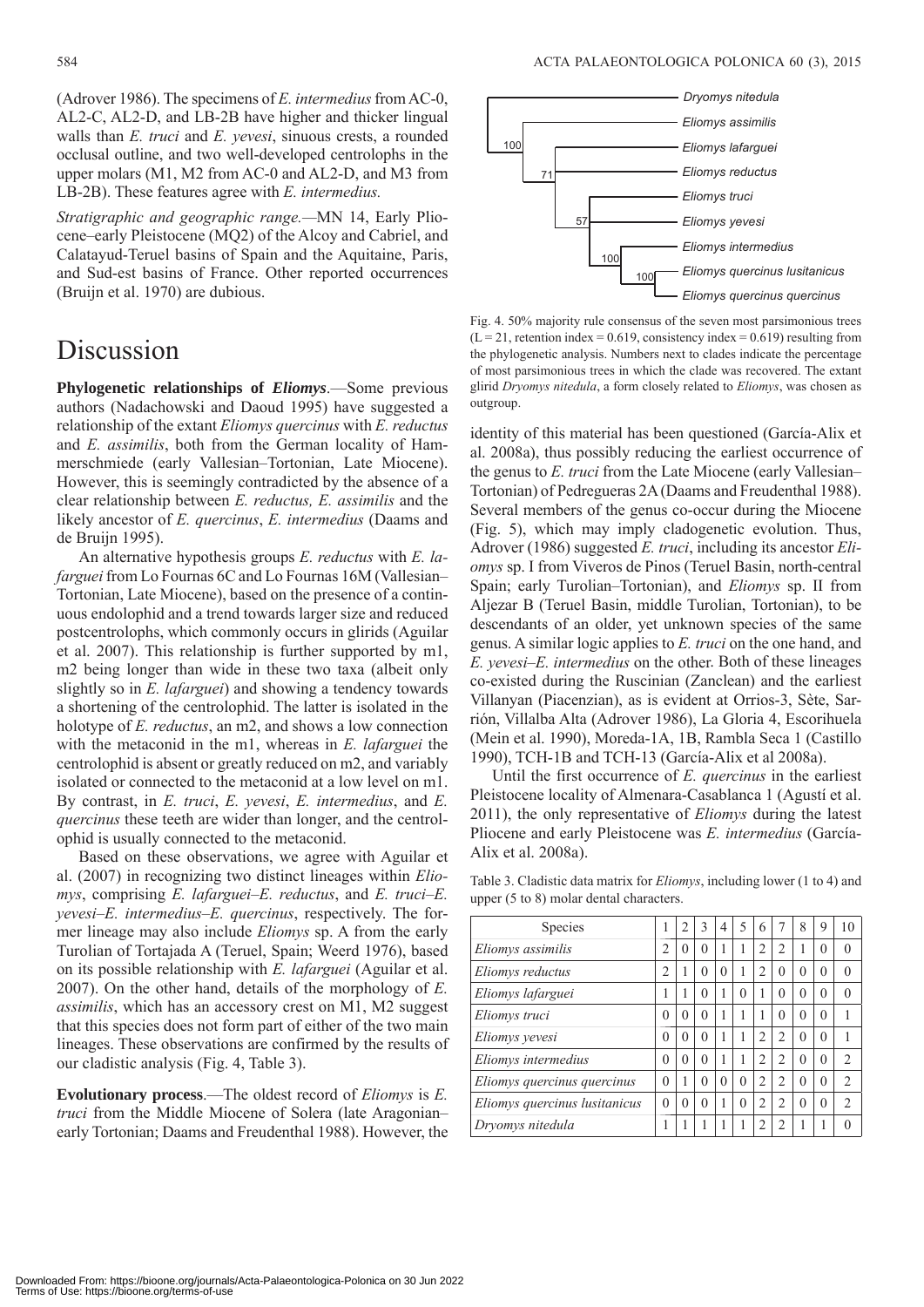(Adrover 1986). The specimens of *E. intermedius* from AC-0, AL2-C, AL2-D, and LB-2B have higher and thicker lingual walls than *E. truci* and *E. yevesi*, sinuous crests, a rounded occlusal outline, and two well-developed centrolophs in the upper molars (M1, M2 from AC-0 and AL2-D, and M3 from LB-2B). These features agree with *E. intermedius.*

*Stratigraphic and geographic range.*—MN 14, Early Pliocene–early Pleistocene (MQ2) of the Alcoy and Cabriel, and Calatayud-Teruel basins of Spain and the Aquitaine, Paris, and Sud-est basins of France. Other reported occurrences (Bruijn et al. 1970) are dubious.

# Discussion

**Phylogenetic relationships of *Eliomys*.**—Some previous authors (Nadachowski and Daoud 1995) have suggested a relationship of the extant *Eliomys quercinus* with *E. reductus* and *E. assimilis*, both from the German locality of Hammerschmiede (early Vallesian–Tortonian, Late Miocene). However, this is seemingly contradicted by the absence of a clear relationship between *E. reductus, E. assimilis* and the likely ancestor of *E. quercinus*, *E. intermedius* (Daams and de Bruijn 1995).

An alternative hypothesis groups *E. reductus* with *E. lafarguei* from Lo Fournas 6C and Lo Fournas 16M (Vallesian–Tortonian, Late Miocene), based on the presence of a continuous endolophid and a trend towards larger size and reduced postcentrolophs, which commonly occurs in glirids (Aguilar et al. 2007). This relationship is further supported by m1, m2 being longer than wide in these two taxa (albeit only slightly so in *E. lafarguei*) and showing a tendency towards a shortening of the centrolophid. The latter is isolated in the holotype of *E. reductus*, an m2, and shows a low connection with the metaconid in the m1, whereas in *E. lafarguei* the centrolophid is absent or greatly reduced on m2, and variably isolated or connected to the metaconid at a low level on m1. By contrast, in *E. truci*, *E. yevesi*, *E. intermedius*, and *E. quercinus* these teeth are wider than longer, and the centrolophid is usually connected to the metaconid.

Based on these observations, we agree with Aguilar et al. (2007) in recognizing two distinct lineages within *Eliomys*, comprising *E. lafarguei*–*E. reductus*, and *E. truci*–*E. yevesi*–*E. intermedius*–*E. quercinus*, respectively. The former lineage may also include *Eliomys* sp. A from the early Turolian of Tortajada A (Teruel, Spain; Weerd 1976), based on its possible relationship with *E. lafarguei* (Aguilar et al. 2007). On the other hand, details of the morphology of *E. assimilis*, which has an accessory crest on M1, M2 suggest that this species does not form part of either of the two main lineages. These observations are confirmed by the results of our cladistic analysis (Fig. 4, Table 3).

**Evolutionary process**.—The oldest record of *Eliomys* is *E. truci* from the Middle Miocene of Solera (late Aragonian–early Tortonian; Daams and Freudenthal 1988). However, the identity of this material has been questioned (García-Alix et al. 2008a), thus possibly reducing the earliest occurrence of the genus to *E. truci* from the Late Miocene (early Vallesian–Tortonian) of Pedregueras 2A (Daams and Freudenthal 1988). Several members of the genus co-occur during the Miocene (Fig. 5), which may imply cladogenetic evolution. Thus, Adrover (1986) suggested *E. truci*, including its ancestor *Eliomys* sp. I from Viveros de Pinos (Teruel Basin, north-central Spain; early Turolian–Tortonian), and *Eliomys* sp. II from Aljezar B (Teruel Basin, middle Turolian, Tortonian), to be descendants of an older, yet unknown species of the same genus. A similar logic applies to *E. truci* on the one hand, and *E. yevesi*–*E. intermedius* on the other. Both of these lineages co-existed during the Ruscinian (Zanclean) and the earliest Villanyan (Piacenzian), as is evident at Orrios-3, Sète, Sarrión, Villalba Alta (Adrover 1986), La Gloria 4, Escorihuela (Mein et al. 1990), Moreda-1A, 1B, Rambla Seca 1 (Castillo 1990), TCH-1B and TCH-13 (García-Alix et al 2008a).

Until the first occurrence of *E. quercinus* in the earliest Pleistocene locality of Almenara-Casablanca 1 (Agustí et al. 2011), the only representative of *Eliomys* during the latest Pliocene and early Pleistocene was *E. intermedius* (García-Alix et al. 2008a).

Fig. 4. 50% majority rule consensus of the seven most parsimonious trees (L = 21, retention index = 0.619, consistency index = 0.619) resulting from the phylogenetic analysis. Numbers next to clades indicate the percentage of most parsimonious trees in which the clade was recovered. The extant glirid *Dryomys nitedula*, a form closely related to *Eliomys*, was chosen as outgroup.

Table 3. Cladistic data matrix for *Eliomys*, including lower (1 to 4) and upper (5 to 8) molar dental characters.

| Species | 1 | 2 | 3 | 4 | 5 | 6 | 7 | 8 | 9 | 10 |
|---|---|---|---|---|---|---|---|---|---|---|
| *Eliomys assimilis* | 2 | 0 | 0 | 1 | 1 | 2 | 2 | 1 | 0 | 0 |
| *Eliomys reductus* | 2 | 1 | 0 | 0 | 1 | 2 | 0 | 0 | 0 | 0 |
| *Eliomys lafarguei* | 1 | 1 | 0 | 1 | 0 | 1 | 0 | 0 | 0 | 0 |
| *Eliomys truci* | 0 | 0 | 0 | 1 | 1 | 1 | 0 | 0 | 0 | 1 |
| *Eliomys yevesi* | 0 | 0 | 0 | 1 | 1 | 2 | 2 | 0 | 0 | 1 |
| *Eliomys intermedius* | 0 | 0 | 0 | 1 | 1 | 2 | 2 | 0 | 0 | 2 |
| *Eliomys quercinus quercinus* | 0 | 1 | 0 | 0 | 0 | 2 | 2 | 0 | 0 | 2 |
| *Eliomys quercinus lusitanicus* | 0 | 0 | 0 | 1 | 0 | 2 | 2 | 0 | 0 | 2 |
| *Dryomys nitedula* | 1 | 1 | 1 | 1 | 1 | 2 | 2 | 1 | 1 | 0 |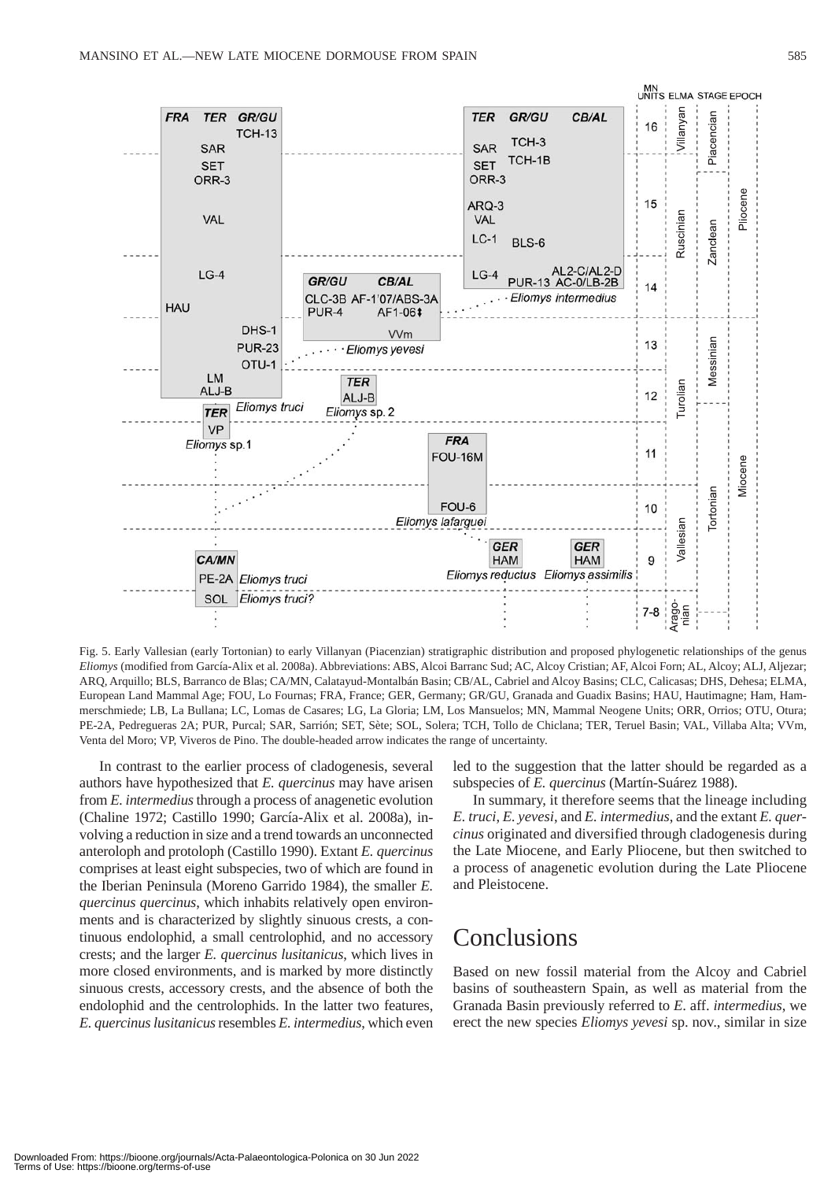Fig. 5. Early Vallesian (early Tortonian) to early Villanyan (Piacenzian) stratigraphic distribution and proposed phylogenetic relationships of the genus *Eliomys* (modified from García-Alix et al. 2008a). Abbreviations: ABS, Alcoi Barranc Sud; AC, Alcoy Cristian; AF, Alcoi Forn; AL, Alcoy; ALJ, Aljezar; ARQ, Arquillo; BLS, Barranco de Blas; CA/MN, Calatayud-Montalbán Basin; CB/AL, Cabriel and Alcoy Basins; CLC, Calicasas; DHS, Dehesa; ELMA, European Land Mammal Age; FOU, Lo Fournas; FRA, France; GER, Germany; GR/GU, Granada and Guadix Basins; HAU, Hautimagne; Ham, Hammerschmiede; LB, La Bullana; LC, Lomas de Casares; LG, La Gloria; LM, Los Mansuelos; MN, Mammal Neogene Units; ORR, Orrios; OTU, Otura; PE-2A, Pedregueras 2A; PUR, Purcal; SAR, Sarrión; SET, Sète; SOL, Solera; TCH, Tollo de Chiclana; TER, Teruel Basin; VAL, Villaba Alta; VVm, Venta del Moro; VP, Viveros de Pino. The double-headed arrow indicates the range of uncertainty.

In contrast to the earlier process of cladogenesis, several authors have hypothesized that *E. quercinus* may have arisen from *E. intermedius* through a process of anagenetic evolution (Chaline 1972; Castillo 1990; García-Alix et al. 2008a), involving a reduction in size and a trend towards an unconnected anteroloph and protoloph (Castillo 1990). Extant *E. quercinus* comprises at least eight subspecies, two of which are found in the Iberian Peninsula (Moreno Garrido 1984), the smaller *E. quercinus quercinus*, which inhabits relatively open environments and is characterized by slightly sinuous crests, a continuous endolophid, a small centrolophid, and no accessory crests; and the larger *E. quercinus lusitanicus*, which lives in more closed environments, and is marked by more distinctly sinuous crests, accessory crests, and the absence of both the endolophid and the centrolophids. In the latter two features, *E. quercinus lusitanicus* resembles *E. intermedius*, which even led to the suggestion that the latter should be regarded as a subspecies of *E. quercinus* (Martín-Suárez 1988).

In summary, it therefore seems that the lineage including *E. truci*, *E. yevesi*, and *E. intermedius*, and the extant *E. quercinus* originated and diversified through cladogenesis during the Late Miocene, and Early Pliocene, but then switched to a process of anagenetic evolution during the Late Pliocene and Pleistocene.

# Conclusions

Based on new fossil material from the Alcoy and Cabriel basins of southeastern Spain, as well as material from the Granada Basin previously referred to *E.* aff. *intermedius*, we erect the new species *Eliomys yevesi* sp. nov., similar in size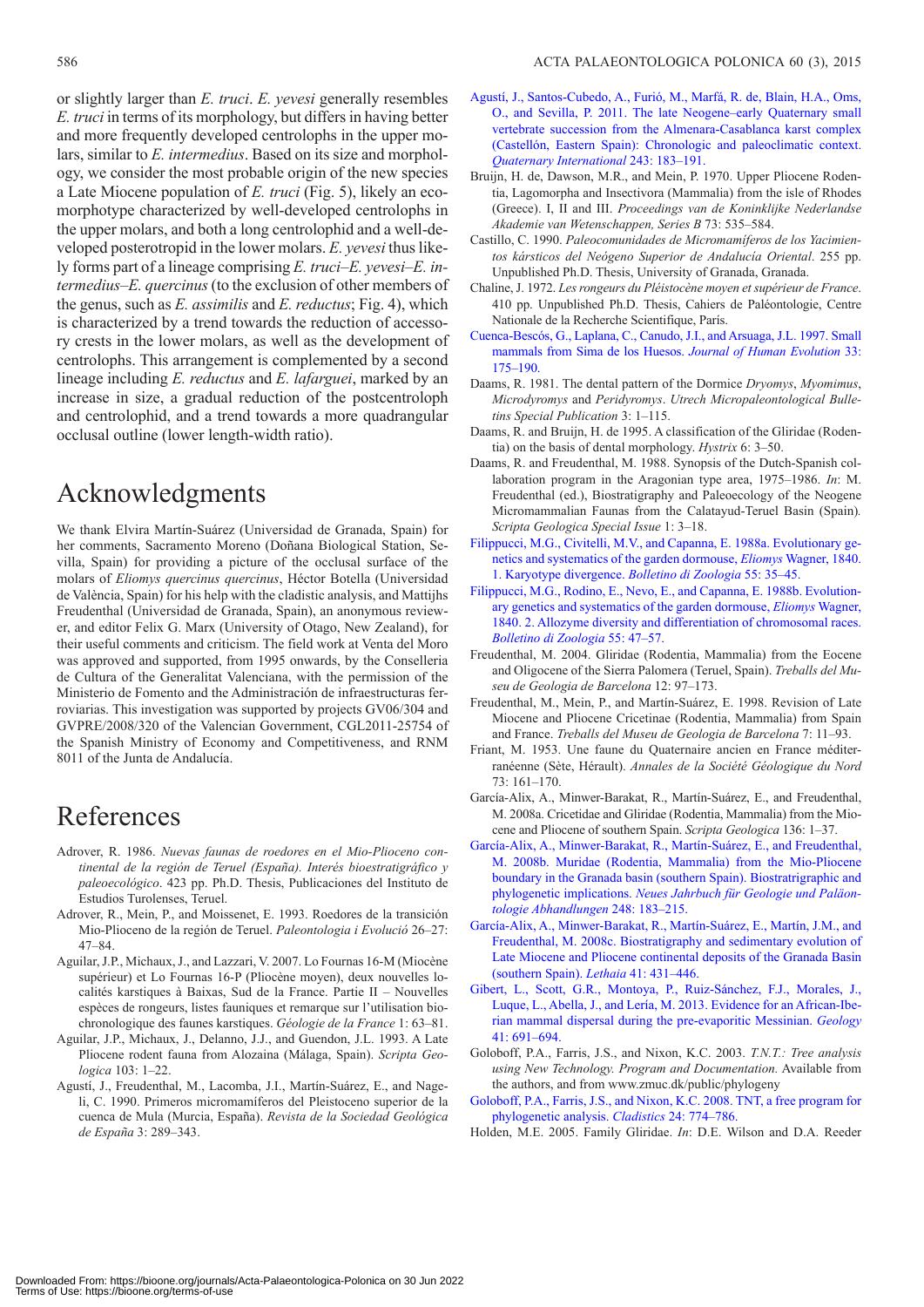or slightly larger than *E. truci*. *E. yevesi* generally resembles *E. truci* in terms of its morphology, but differs in having better and more frequently developed centrolophs in the upper molars, similar to *E. intermedius*. Based on its size and morphology, we consider the most probable origin of the new species a Late Miocene population of *E. truci* (Fig. 5), likely an ecomorphotype characterized by well-developed centrolophs in the upper molars, and both a long centrolophid and a well-developed posterotropid in the lower molars. *E. yevesi* thus likely forms part of a lineage comprising *E. truci*–*E. yevesi*–*E. intermedius*–*E. quercinus* (to the exclusion of other members of the genus, such as *E. assimilis* and *E. reductus*; Fig. 4), which is characterized by a trend towards the reduction of accessory crests in the lower molars, as well as the development of centrolophs. This arrangement is complemented by a second lineage including *E. reductus* and *E. lafarguei*, marked by an increase in size, a gradual reduction of the postcentroloph and centrolophid, and a trend towards a more quadrangular occlusal outline (lower length-width ratio).

## Acknowledgments

We thank Elvira Martín-Suárez (Universidad de Granada, Spain) for her comments, Sacramento Moreno (Doñana Biological Station, Sevilla, Spain) for providing a picture of the occlusal surface of the molars of *Eliomys quercinus quercinus*, Héctor Botella (Universidad de València, Spain) for his help with the cladistic analysis, and Mattijhs Freudenthal (Universidad de Granada, Spain), an anonymous reviewer, and editor Felix G. Marx (University of Otago, New Zealand), for their useful comments and criticism. The field work at Venta del Moro was approved and supported, from 1995 onwards, by the Conselleria de Cultura of the Generalitat Valenciana, with the permission of the Ministerio de Fomento and the Administración de infraestructuras ferroviarias. This investigation was supported by projects GV06/304 and GVPRE/2008/320 of the Valencian Government, CGL2011-25754 of the Spanish Ministry of Economy and Competitiveness, and RNM 8011 of the Junta de Andalucía.

## References

Adrover, R. 1986. *Nuevas faunas de roedores en el Mio-Plioceno continental de la región de Teruel (España). Interés bioestratigráfico y paleoecológico*. 423 pp. Ph.D. Thesis, Publicaciones del Instituto de Estudios Turolenses, Teruel.

Adrover, R., Mein, P., and Moissenet, E. 1993. Roedores de la transición Mio-Plioceno de la región de Teruel. *Paleontologia i Evolució* 26–27: 47–84.

Aguilar, J.P., Michaux, J., and Lazzari, V. 2007. Lo Fournas 16-M (Miocène supérieur) et Lo Fournas 16-P (Pliocène moyen), deux nouvelles localités karstiques à Baixas, Sud de la France. Partie II – Nouvelles espèces de rongeurs, listes fauniques et remarque sur l'utilisation biochronologique des faunes karstiques. *Géologie de la France* 1: 63–81.

Aguilar, J.P., Michaux, J., Delanno, J.J., and Guendon, J.L. 1993. A Late Pliocene rodent fauna from Alozaina (Málaga, Spain). *Scripta Geologica* 103: 1–22.

Agustí, J., Freudenthal, M., Lacomba, J.I., Martín-Suárez, E., and Nageli, C. 1990. Primeros micromamíferos del Pleistoceno superior de la cuenca de Mula (Murcia, España). *Revista de la Sociedad Geológica de España* 3: 289–343.

Agustí, J., Santos-Cubedo, A., Furió, M., Marfá, R. de, Blain, H.A., Oms, O., and Sevilla, P. 2011. The late Neogene–early Quaternary small vertebrate succession from the Almenara-Casablanca karst complex (Castellón, Eastern Spain): Chronologic and paleoclimatic context. *Quaternary International* 243: 183–191.

Bruijn, H. de, Dawson, M.R., and Mein, P. 1970. Upper Pliocene Rodentia, Lagomorpha and Insectivora (Mammalia) from the isle of Rhodes (Greece). I, II and III. *Proceedings van de Koninklijke Nederlandse Akademie van Wetenschappen, Series B* 73: 535–584.

Castillo, C. 1990. *Paleocomunidades de Micromamíferos de los Yacimientos kársticos del Neógeno Superior de Andalucía Oriental*. 255 pp. Unpublished Ph.D. Thesis, University of Granada, Granada.

Chaline, J. 1972. *Les rongeurs du Pléistocène moyen et supérieur de France*. 410 pp. Unpublished Ph.D. Thesis, Cahiers de Paléontologie, Centre Nationale de la Recherche Scientifique, París.

Cuenca-Bescós, G., Laplana, C., Canudo, J.I., and Arsuaga, J.L. 1997. Small mammals from Sima de los Huesos. *Journal of Human Evolution* 33: 175–190.

Daams, R. 1981. The dental pattern of the Dormice *Dryomys*, *Myomimus*, *Microdyromys* and *Peridyromys*. *Utrech Micropaleontological Bulletins Special Publication* 3: 1–115.

Daams, R. and Bruijn, H. de 1995. A classification of the Gliridae (Rodentia) on the basis of dental morphology. *Hystrix* 6: 3–50.

Daams, R. and Freudenthal, M. 1988. Synopsis of the Dutch-Spanish collaboration program in the Aragonian type area, 1975–1986. *In*: M. Freudenthal (ed.), Biostratigraphy and Paleoecology of the Neogene Micromammalian Faunas from the Calatayud-Teruel Basin (Spain). *Scripta Geologica Special Issue* 1: 3–18.

Filippucci, M.G., Civitelli, M.V., and Capanna, E. 1988a. Evolutionary genetics and systematics of the garden dormouse, *Eliomys* Wagner, 1840. 1. Karyotype divergence. *Bolletino di Zoologia* 55: 35–45.

Filippucci, M.G., Rodino, E., Nevo, E., and Capanna, E. 1988b. Evolutionary genetics and systematics of the garden dormouse, *Eliomys* Wagner, 1840. 2. Allozyme diversity and differentiation of chromosomal races. *Bolletino di Zoologia* 55: 47–57.

Freudenthal, M. 2004. Gliridae (Rodentia, Mammalia) from the Eocene and Oligocene of the Sierra Palomera (Teruel, Spain). *Treballs del Museu de Geologia de Barcelona* 12: 97–173.

Freudenthal, M., Mein, P., and Martín-Suárez, E. 1998. Revision of Late Miocene and Pliocene Cricetinae (Rodentia, Mammalia) from Spain and France. *Treballs del Museu de Geologia de Barcelona* 7: 11–93.

Friant, M. 1953. Une faune du Quaternaire ancien en France méditerranéenne (Sète, Hérault). *Annales de la Société Géologique du Nord* 73: 161–170.

García-Alix, A., Minwer-Barakat, R., Martín-Suárez, E., and Freudenthal, M. 2008a. Cricetidae and Gliridae (Rodentia, Mammalia) from the Miocene and Pliocene of southern Spain. *Scripta Geologica* 136: 1–37.

García-Alix, A., Minwer-Barakat, R., Martín-Suárez, E., and Freudenthal, M. 2008b. Muridae (Rodentia, Mammalia) from the Mio-Pliocene boundary in the Granada basin (southern Spain). Biostratigraphic and phylogenetic implications. *Neues Jahrbuch für Geologie und Paläontologie Abhandlungen* 248: 183–215.

García-Alix, A., Minwer-Barakat, R., Martín-Suárez, E., Martín, J.M., and Freudenthal, M. 2008c. Biostratigraphy and sedimentary evolution of Late Miocene and Pliocene continental deposits of the Granada Basin (southern Spain). *Lethaia* 41: 431–446.

Gibert, L., Scott, G.R., Montoya, P., Ruiz-Sánchez, F.J., Morales, J., Luque, L., Abella, J., and Lería, M. 2013. Evidence for an African-Iberian mammal dispersal during the pre-evaporitic Messinian. *Geology* 41: 691–694.

Goloboff, P.A., Farris, J.S., and Nixon, K.C. 2003. *T.N.T.: Tree analysis using New Technology. Program and Documentation.* Available from the authors, and from www.zmuc.dk/public/phylogeny

Goloboff, P.A., Farris, J.S., and Nixon, K.C. 2008. TNT, a free program for phylogenetic analysis. *Cladistics* 24: 774–786.

Holden, M.E. 2005. Family Gliridae. *In*: D.E. Wilson and D.A. Reeder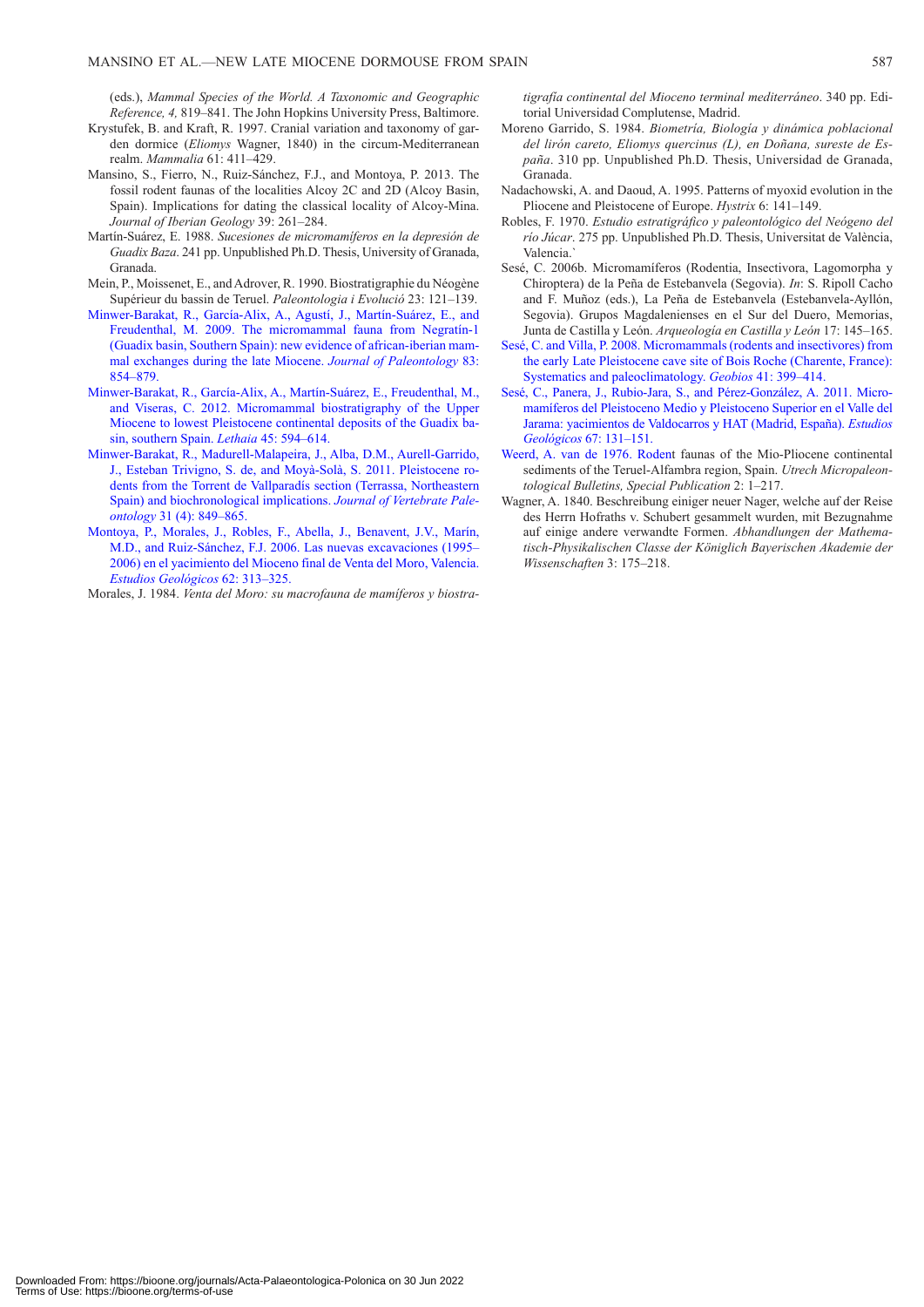(eds.), *Mammal Species of the World. A Taxonomic and Geographic Reference, 4,* 819–841. The John Hopkins University Press, Baltimore.

Krystufek, B. and Kraft, R. 1997. Cranial variation and taxonomy of garden dormice (*Eliomys* Wagner, 1840) in the circum-Mediterranean realm. *Mammalia* 61: 411–429.

Mansino, S., Fierro, N., Ruiz-Sánchez, F.J., and Montoya, P. 2013. The fossil rodent faunas of the localities Alcoy 2C and 2D (Alcoy Basin, Spain). Implications for dating the classical locality of Alcoy-Mina. *Journal of Iberian Geology* 39: 261–284.

Martín-Suárez, E. 1988. *Sucesiones de micromamíferos en la depresión de Guadix Baza*. 241 pp. Unpublished Ph.D. Thesis, University of Granada, Granada.

Mein, P., Moissenet, E., and Adrover, R. 1990. Biostratigraphie du Néogène Supérieur du bassin de Teruel. *Paleontologia i Evolució* 23: 121–139.

Minwer-Barakat, R., García-Alix, A., Agustí, J., Martín-Suárez, E., and Freudenthal, M. 2009. The micromammal fauna from Negratín-1 (Guadix basin, Southern Spain): new evidence of african-iberian mammal exchanges during the late Miocene. *Journal of Paleontology* 83: 854–879.

Minwer-Barakat, R., García-Alix, A., Martín-Suárez, E., Freudenthal, M., and Viseras, C. 2012. Micromammal biostratigraphy of the Upper Miocene to lowest Pleistocene continental deposits of the Guadix basin, southern Spain. *Lethaia* 45: 594–614.

Minwer-Barakat, R., Madurell-Malapeira, J., Alba, D.M., Aurell-Garrido, J., Esteban Trivigno, S. de, and Moyà-Solà, S. 2011. Pleistocene rodents from the Torrent de Vallparadís section (Terrassa, Northeastern Spain) and biochronological implications. *Journal of Vertebrate Paleontology* 31 (4): 849–865.

Montoya, P., Morales, J., Robles, F., Abella, J., Benavent, J.V., Marín, M.D., and Ruiz-Sánchez, F.J. 2006. Las nuevas excavaciones (1995–2006) en el yacimiento del Mioceno final de Venta del Moro, Valencia. *Estudios Geológicos* 62: 313–325.

Morales, J. 1984. *Venta del Moro: su macrofauna de mamíferos y biostratigrafía continental del Mioceno terminal mediterráneo*. 340 pp. Editorial Universidad Complutense, Madrid.

Moreno Garrido, S. 1984. *Biometría, Biología y dinámica poblacional del lirón careto, Eliomys quercinus (L), en Doñana, sureste de España*. 310 pp. Unpublished Ph.D. Thesis, Universidad de Granada, Granada.

Nadachowski, A. and Daoud, A. 1995. Patterns of myoxid evolution in the Pliocene and Pleistocene of Europe. *Hystrix* 6: 141–149.

Robles, F. 1970. *Estudio estratigráfico y paleontológico del Neógeno del río Júcar*. 275 pp. Unpublished Ph.D. Thesis, Universitat de València, Valencia.`

Sesé, C. 2006b. Micromamíferos (Rodentia, Insectivora, Lagomorpha y Chiroptera) de la Peña de Estebanvela (Segovia). *In*: S. Ripoll Cacho and F. Muñoz (eds.), La Peña de Estebanvela (Estebanvela-Ayllón, Segovia). Grupos Magdalenienses en el Sur del Duero, Memorias, Junta de Castilla y León. *Arqueología en Castilla y León* 17: 145–165.

Sesé, C. and Villa, P. 2008. Micromammals (rodents and insectivores) from the early Late Pleistocene cave site of Bois Roche (Charente, France): Systematics and paleoclimatology. *Geobios* 41: 399–414.

Sesé, C., Panera, J., Rubio-Jara, S., and Pérez-González, A. 2011. Micromamíferos del Pleistoceno Medio y Pleistoceno Superior en el Valle del Jarama: yacimientos de Valdocarros y HAT (Madrid, España). *Estudios Geológicos* 67: 131–151.

Weerd, A. van de 1976. Rodent faunas of the Mio-Pliocene continental sediments of the Teruel-Alfambra region, Spain. *Utrech Micropaleontological Bulletins, Special Publication* 2: 1–217.

Wagner, A. 1840. Beschreibung einiger neuer Nager, welche auf der Reise des Herrn Hofraths v. Schubert gesammelt wurden, mit Bezugnahme auf einige andere verwandte Formen. *Abhandlungen der Mathematisch-Physikalischen Classe der Königlich Bayerischen Akademie der Wissenschaften* 3: 175–218.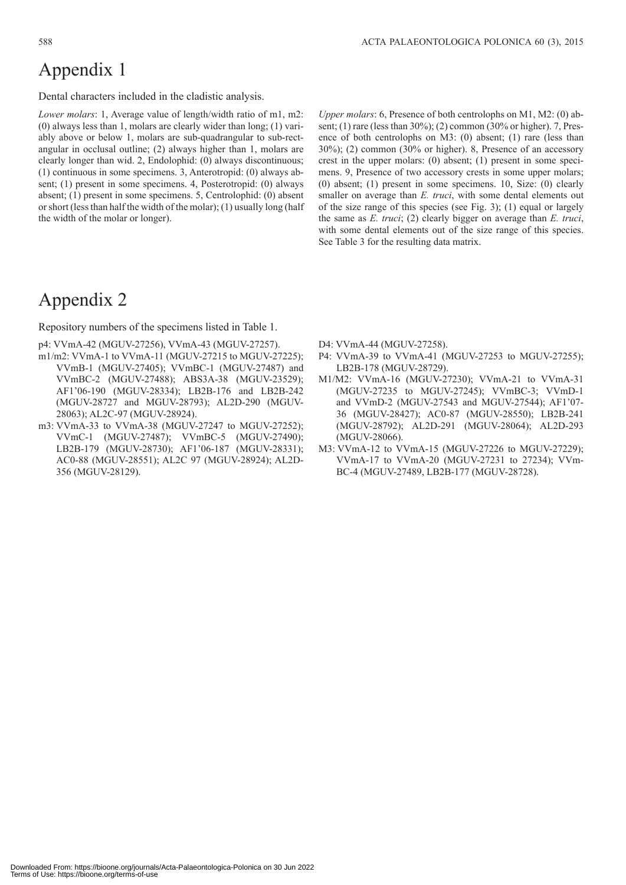# Appendix 1

Dental characters included in the cladistic analysis.

*Lower molars*: 1, Average value of length/width ratio of m1, m2: (0) always less than 1, molars are clearly wider than long; (1) variably above or below 1, molars are sub-quadrangular to sub-rectangular in occlusal outline; (2) always higher than 1, molars are clearly longer than wid. 2, Endolophid: (0) always discontinuous; (1) continuous in some specimens. 3, Anterotropid: (0) always absent; (1) present in some specimens. 4, Posterotropid: (0) always absent; (1) present in some specimens. 5, Centrolophid: (0) absent or short (less than half the width of the molar); (1) usually long (half the width of the molar or longer).

*Upper molars*: 6, Presence of both centrolophs on M1, M2: (0) absent; (1) rare (less than 30%); (2) common (30% or higher). 7, Presence of both centrolophs on M3: (0) absent; (1) rare (less than 30%); (2) common (30% or higher). 8, Presence of an accessory crest in the upper molars: (0) absent; (1) present in some specimens. 9, Presence of two accessory crests in some upper molars; (0) absent; (1) present in some specimens. 10, Size: (0) clearly smaller on average than *E. truci*, with some dental elements out of the size range of this species (see Fig. 3); (1) equal or largely the same as *E. truci*; (2) clearly bigger on average than *E. truci*, with some dental elements out of the size range of this species. See Table 3 for the resulting data matrix.

# Appendix 2

Repository numbers of the specimens listed in Table 1.

p4: VVmA-42 (MGUV-27256), VVmA-43 (MGUV-27257).

m1/m2: VVmA-1 to VVmA-11 (MGUV-27215 to MGUV-27225); VVmB-1 (MGUV-27405); VVmBC-1 (MGUV-27487) and VVmBC-2 (MGUV-27488); ABS3A-38 (MGUV-23529); AF1'06-190 (MGUV-28334); LB2B-176 and LB2B-242 (MGUV-28727 and MGUV-28793); AL2D-290 (MGUV-28063); AL2C-97 (MGUV-28924).

m3: VVmA-33 to VVmA-38 (MGUV-27247 to MGUV-27252); VVmC-1 (MGUV-27487); VVmBC-5 (MGUV-27490); LB2B-179 (MGUV-28730); AF1'06-187 (MGUV-28331); AC0-88 (MGUV-28551); AL2C 97 (MGUV-28924); AL2D-356 (MGUV-28129).

D4: VVmA-44 (MGUV-27258).

P4: VVmA-39 to VVmA-41 (MGUV-27253 to MGUV-27255); LB2B-178 (MGUV-28729).

M1/M2: VVmA-16 (MGUV-27230); VVmA-21 to VVmA-31 (MGUV-27235 to MGUV-27245); VVmBC-3; VVmD-1 and VVmD-2 (MGUV-27543 and MGUV-27544); AF1'07-36 (MGUV-28427); AC0-87 (MGUV-28550); LB2B-241 (MGUV-28792); AL2D-291 (MGUV-28064); AL2D-293 (MGUV-28066).

M3: VVmA-12 to VVmA-15 (MGUV-27226 to MGUV-27229); VVmA-17 to VVmA-20 (MGUV-27231 to 27234); VVmBC-4 (MGUV-27489, LB2B-177 (MGUV-28728).